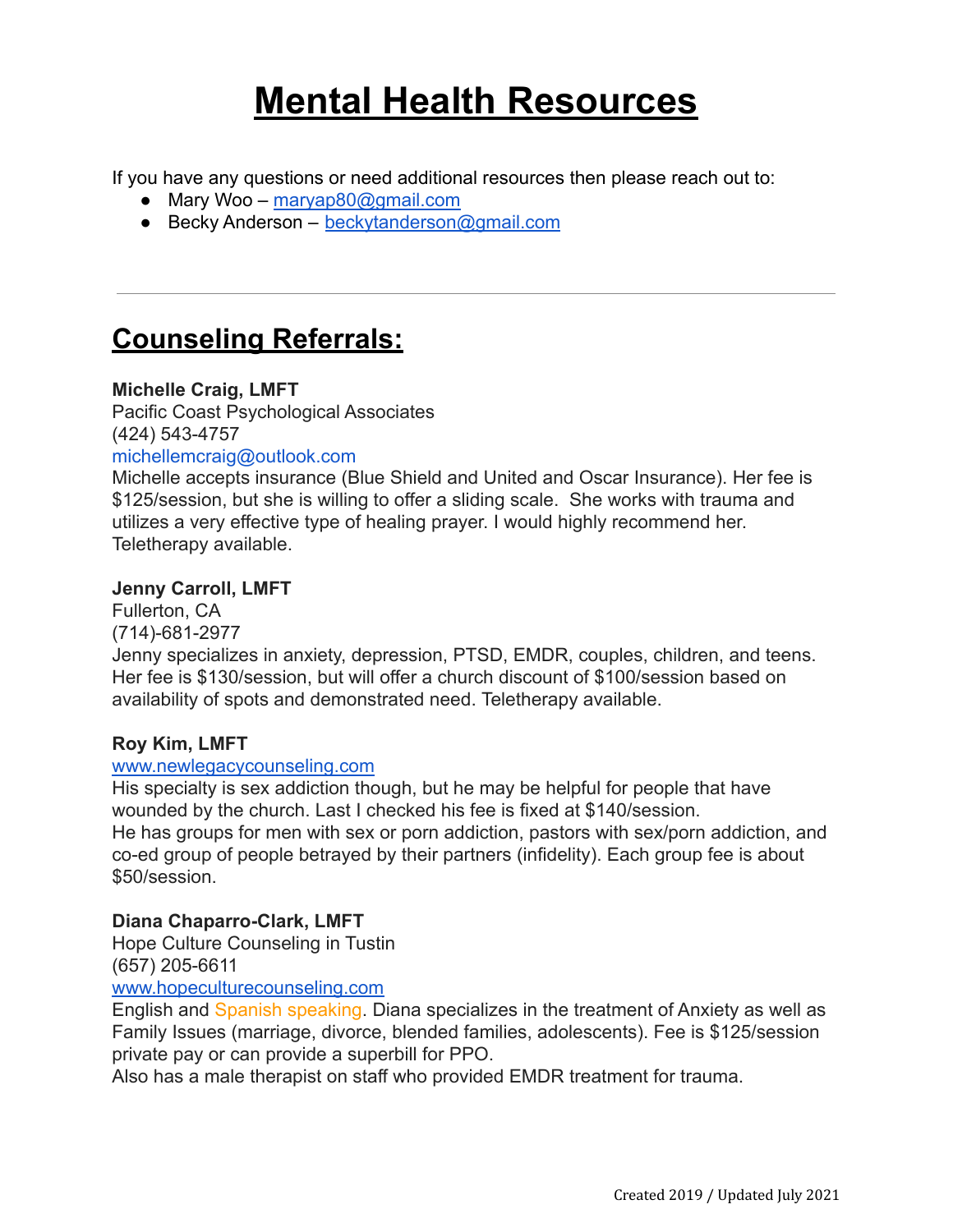# Mental Health Resources

If you have any questions or need additional resources then please reach out to:

- Mary Woo – maryap80@gmail.com
- Becky Anderson – beckytanderson@gmail.com

---

## Counseling Referrals:

**Michelle Craig, LMFT**
Pacific Coast Psychological Associates
(424) 543-4757
michellemcraig@outlook.com
Michelle accepts insurance (Blue Shield and United and Oscar Insurance). Her fee is $125/session, but she is willing to offer a sliding scale. She works with trauma and utilizes a very effective type of healing prayer. I would highly recommend her. Teletherapy available.

**Jenny Carroll, LMFT**
Fullerton, CA
(714)-681-2977
Jenny specializes in anxiety, depression, PTSD, EMDR, couples, children, and teens. Her fee is $130/session, but will offer a church discount of $100/session based on availability of spots and demonstrated need. Teletherapy available.

**Roy Kim, LMFT**
www.newlegacycounseling.com
His specialty is sex addiction though, but he may be helpful for people that have wounded by the church. Last I checked his fee is fixed at $140/session.
He has groups for men with sex or porn addiction, pastors with sex/porn addiction, and co-ed group of people betrayed by their partners (infidelity). Each group fee is about $50/session.

**Diana Chaparro-Clark, LMFT**
Hope Culture Counseling in Tustin
(657) 205-6611
www.hopeculturecounseling.com
English and Spanish speaking. Diana specializes in the treatment of Anxiety as well as Family Issues (marriage, divorce, blended families, adolescents). Fee is $125/session private pay or can provide a superbill for PPO.
Also has a male therapist on staff who provided EMDR treatment for trauma.

Created 2019 / Updated July 2021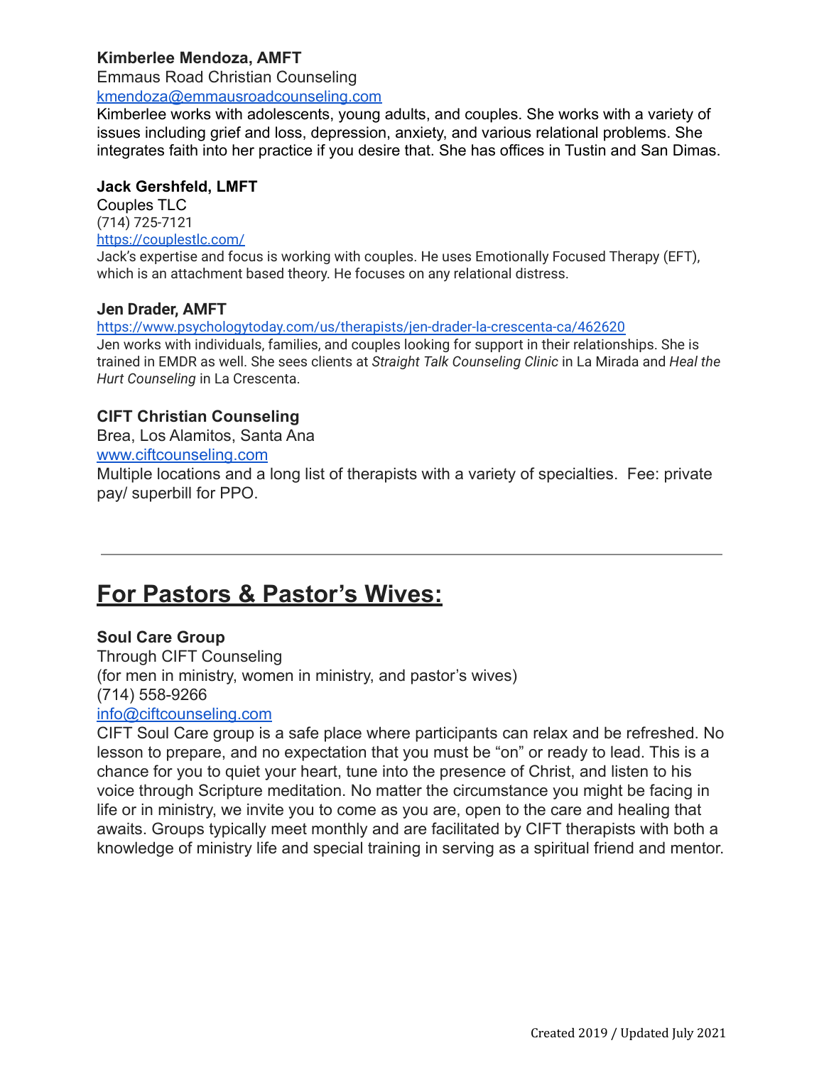**Kimberlee Mendoza, AMFT**
Emmaus Road Christian Counseling
kmendoza@emmausroadcounseling.com
Kimberlee works with adolescents, young adults, and couples. She works with a variety of issues including grief and loss, depression, anxiety, and various relational problems. She integrates faith into her practice if you desire that. She has offices in Tustin and San Dimas.

**Jack Gershfeld, LMFT**
Couples TLC
(714) 725-7121
https://couplestlc.com/
Jack's expertise and focus is working with couples. He uses Emotionally Focused Therapy (EFT), which is an attachment based theory. He focuses on any relational distress.

**Jen Drader, AMFT**
https://www.psychologytoday.com/us/therapists/jen-drader-la-crescenta-ca/462620
Jen works with individuals, families, and couples looking for support in their relationships. She is trained in EMDR as well. She sees clients at *Straight Talk Counseling Clinic* in La Mirada and *Heal the Hurt Counseling* in La Crescenta.

**CIFT Christian Counseling**
Brea, Los Alamitos, Santa Ana
www.ciftcounseling.com
Multiple locations and a long list of therapists with a variety of specialties. Fee: private pay/ superbill for PPO.

---

## For Pastors & Pastor's Wives:

**Soul Care Group**
Through CIFT Counseling
(for men in ministry, women in ministry, and pastor's wives)
(714) 558-9266
info@ciftcounseling.com
CIFT Soul Care group is a safe place where participants can relax and be refreshed. No lesson to prepare, and no expectation that you must be "on" or ready to lead. This is a chance for you to quiet your heart, tune into the presence of Christ, and listen to his voice through Scripture meditation. No matter the circumstance you might be facing in life or in ministry, we invite you to come as you are, open to the care and healing that awaits. Groups typically meet monthly and are facilitated by CIFT therapists with both a knowledge of ministry life and special training in serving as a spiritual friend and mentor.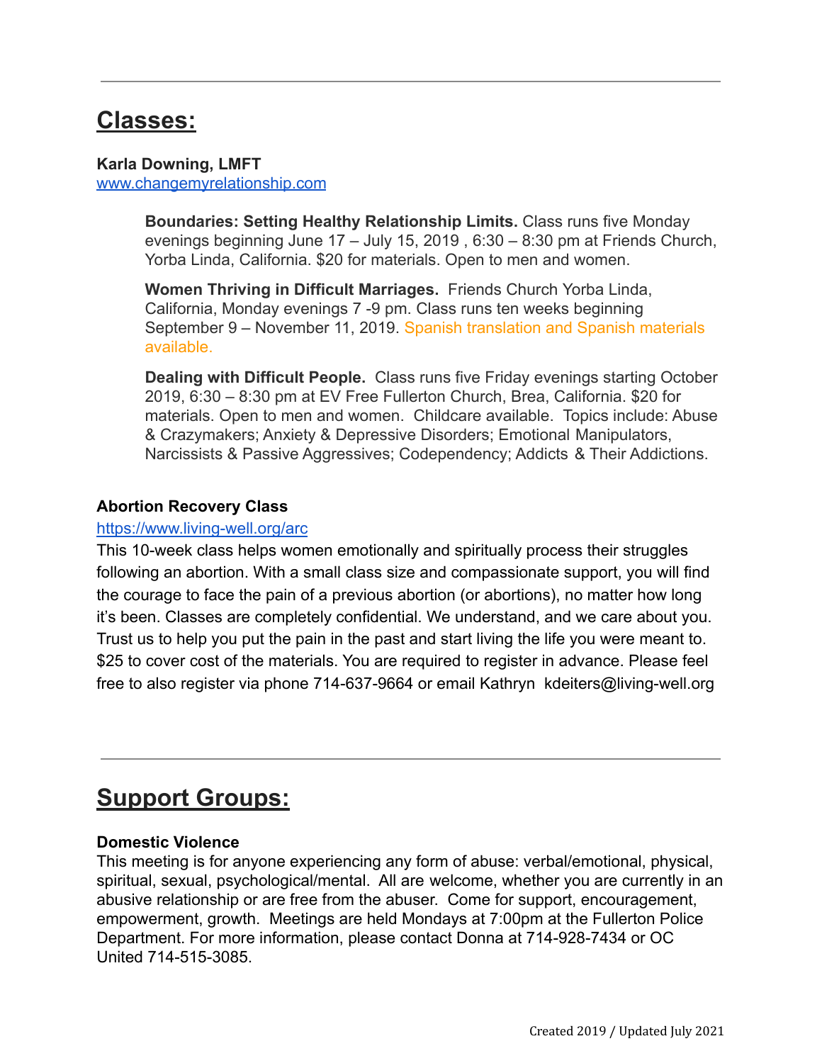---

# Classes:

**Karla Downing, LMFT**
[www.changemyrelationship.com](http://www.changemyrelationship.com)

> **Boundaries: Setting Healthy Relationship Limits.** Class runs five Monday evenings beginning June 17 – July 15, 2019 , 6:30 – 8:30 pm at Friends Church, Yorba Linda, California. $20 for materials. Open to men and women.
>
> **Women Thriving in Difficult Marriages.** Friends Church Yorba Linda, California, Monday evenings 7 -9 pm. Class runs ten weeks beginning September 9 – November 11, 2019. Spanish translation and Spanish materials available.
>
> **Dealing with Difficult People.** Class runs five Friday evenings starting October 2019, 6:30 – 8:30 pm at EV Free Fullerton Church, Brea, California. $20 for materials. Open to men and women. Childcare available. Topics include: Abuse & Crazymakers; Anxiety & Depressive Disorders; Emotional Manipulators, Narcissists & Passive Aggressives; Codependency; Addicts & Their Addictions.

**Abortion Recovery Class**
[https://www.living-well.org/arc](https://www.living-well.org/arc)
This 10-week class helps women emotionally and spiritually process their struggles following an abortion. With a small class size and compassionate support, you will find the courage to face the pain of a previous abortion (or abortions), no matter how long it's been. Classes are completely confidential. We understand, and we care about you. Trust us to help you put the pain in the past and start living the life you were meant to. $25 to cover cost of the materials. You are required to register in advance. Please feel free to also register via phone 714-637-9664 or email Kathryn kdeiters@living-well.org

---

# Support Groups:

**Domestic Violence**
This meeting is for anyone experiencing any form of abuse: verbal/emotional, physical, spiritual, sexual, psychological/mental. All are welcome, whether you are currently in an abusive relationship or are free from the abuser. Come for support, encouragement, empowerment, growth. Meetings are held Mondays at 7:00pm at the Fullerton Police Department. For more information, please contact Donna at 714-928-7434 or OC United 714-515-3085.

Created 2019 / Updated July 2021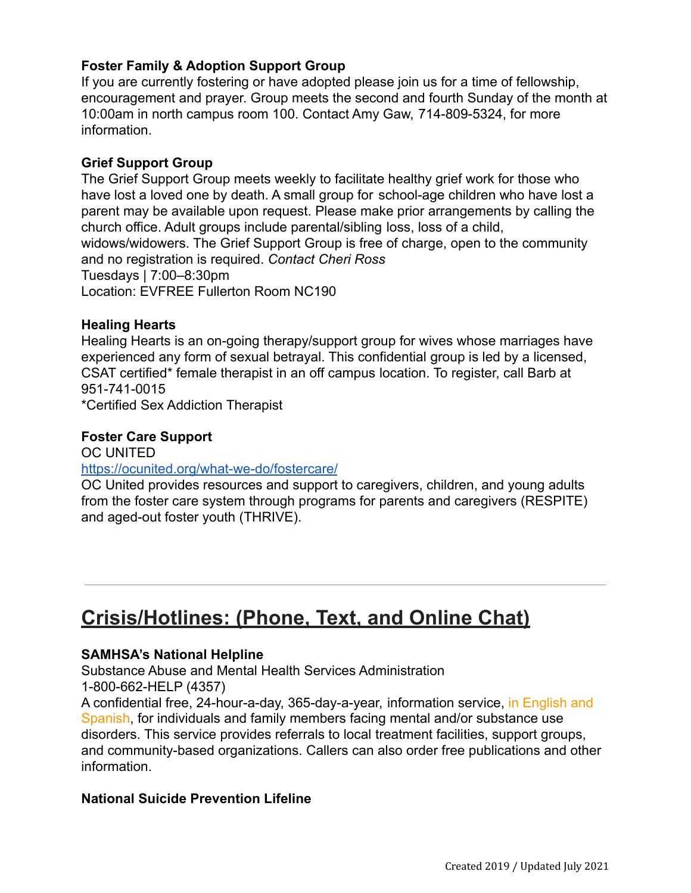**Foster Family & Adoption Support Group**
If you are currently fostering or have adopted please join us for a time of fellowship, encouragement and prayer. Group meets the second and fourth Sunday of the month at 10:00am in north campus room 100. Contact Amy Gaw, 714-809-5324, for more information.

**Grief Support Group**
The Grief Support Group meets weekly to facilitate healthy grief work for those who have lost a loved one by death. A small group for school-age children who have lost a parent may be available upon request. Please make prior arrangements by calling the church office. Adult groups include parental/sibling loss, loss of a child, widows/widowers. The Grief Support Group is free of charge, open to the community and no registration is required. *Contact Cheri Ross*
Tuesdays | 7:00–8:30pm
Location: EVFREE Fullerton Room NC190

**Healing Hearts**
Healing Hearts is an on-going therapy/support group for wives whose marriages have experienced any form of sexual betrayal. This confidential group is led by a licensed, CSAT certified* female therapist in an off campus location. To register, call Barb at 951-741-0015
*Certified Sex Addiction Therapist

**Foster Care Support**
OC UNITED
[https://ocunited.org/what-we-do/fostercare/](https://ocunited.org/what-we-do/fostercare/)
OC United provides resources and support to caregivers, children, and young adults from the foster care system through programs for parents and caregivers (RESPITE) and aged-out foster youth (THRIVE).

---

## Crisis/Hotlines: (Phone, Text, and Online Chat)

**SAMHSA's National Helpline**
Substance Abuse and Mental Health Services Administration
1-800-662-HELP (4357)
A confidential free, 24-hour-a-day, 365-day-a-year, information service, in English and Spanish, for individuals and family members facing mental and/or substance use disorders. This service provides referrals to local treatment facilities, support groups, and community-based organizations. Callers can also order free publications and other information.

**National Suicide Prevention Lifeline**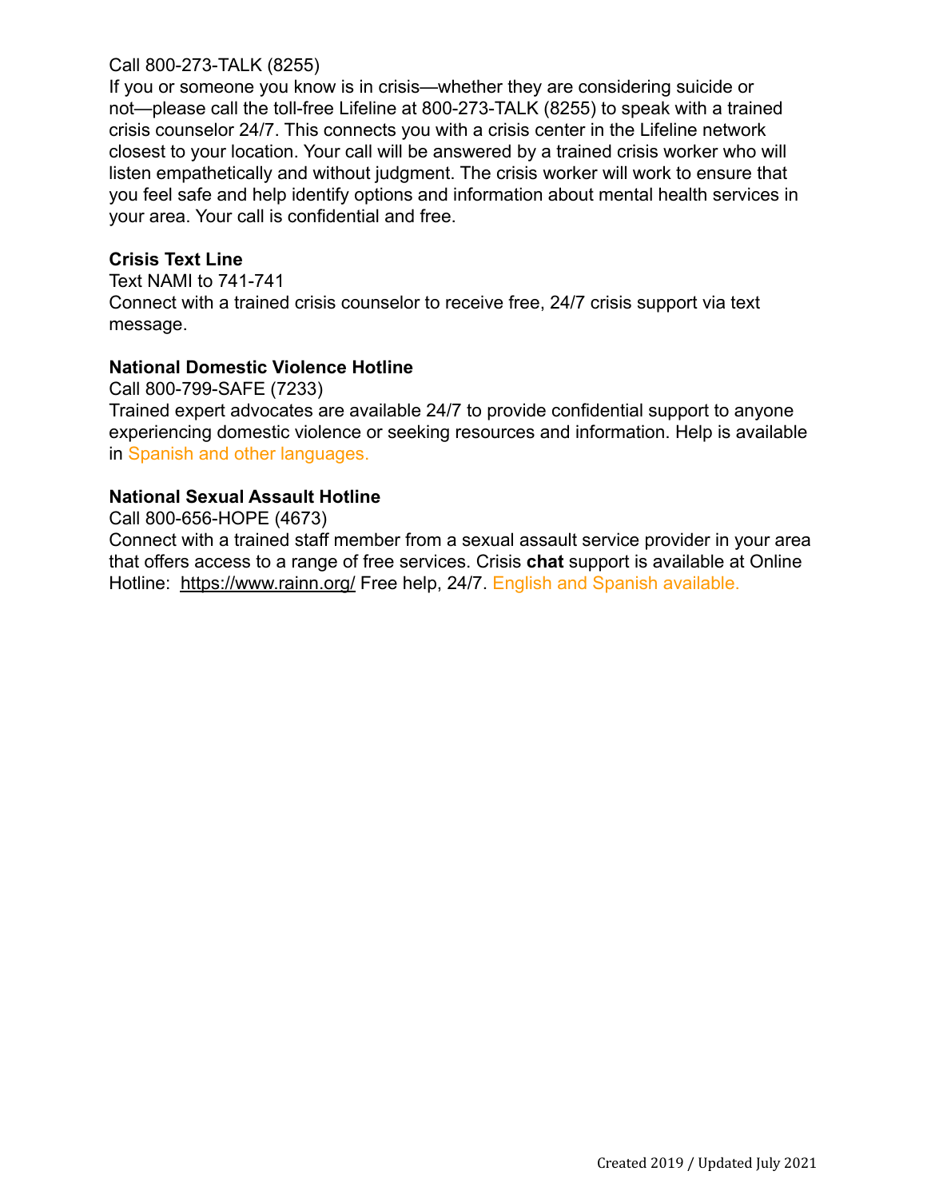Call 800-273-TALK (8255)
If you or someone you know is in crisis—whether they are considering suicide or not—please call the toll-free Lifeline at 800-273-TALK (8255) to speak with a trained crisis counselor 24/7. This connects you with a crisis center in the Lifeline network closest to your location. Your call will be answered by a trained crisis worker who will listen empathetically and without judgment. The crisis worker will work to ensure that you feel safe and help identify options and information about mental health services in your area. Your call is confidential and free.

**Crisis Text Line**
Text NAMI to 741-741
Connect with a trained crisis counselor to receive free, 24/7 crisis support via text message.

**National Domestic Violence Hotline**
Call 800-799-SAFE (7233)
Trained expert advocates are available 24/7 to provide confidential support to anyone experiencing domestic violence or seeking resources and information. Help is available in Spanish and other languages.

**National Sexual Assault Hotline**
Call 800-656-HOPE (4673)
Connect with a trained staff member from a sexual assault service provider in your area that offers access to a range of free services. Crisis **chat** support is available at Online Hotline: https://www.rainn.org/ Free help, 24/7. English and Spanish available.

Created 2019 / Updated July 2021